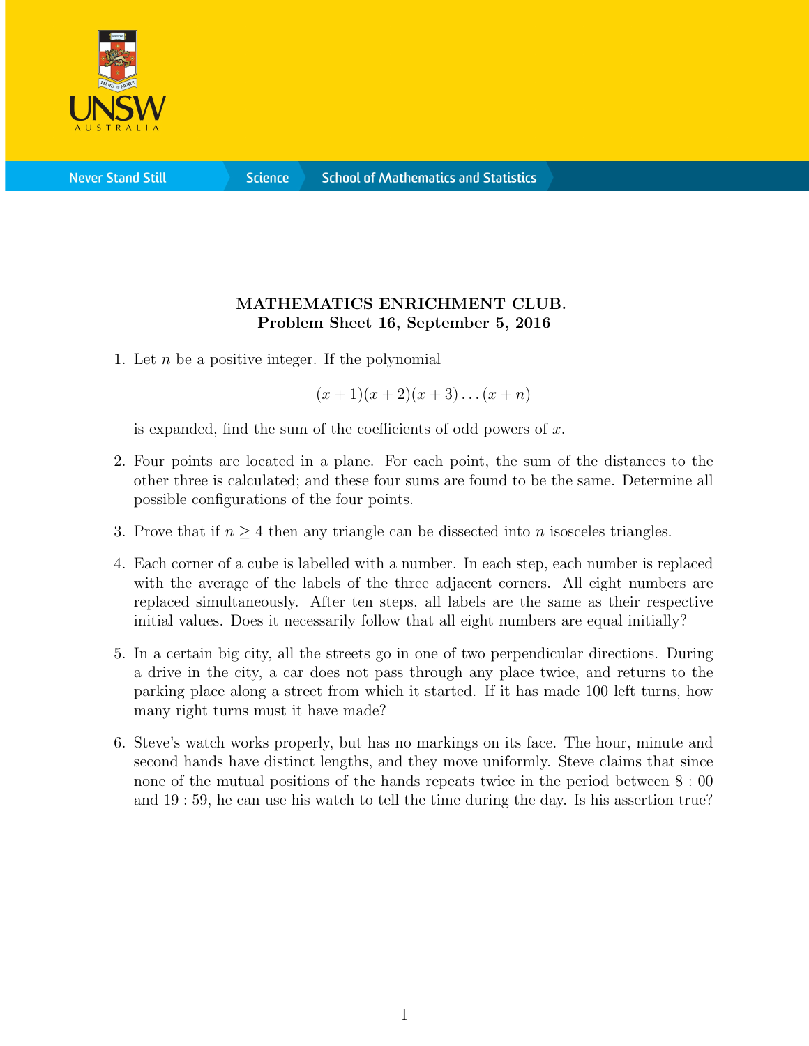**MATHEMATICS ENRICHMENT CLUB.**
**Problem Sheet 16, September 5, 2016**

1. Let $n$ be a positive integer. If the polynomial

$$(x+1)(x+2)(x+3)\dots(x+n)$$

is expanded, find the sum of the coefficients of odd powers of $x$.

2. Four points are located in a plane. For each point, the sum of the distances to the other three is calculated; and these four sums are found to be the same. Determine all possible configurations of the four points.

3. Prove that if $n \geq 4$ then any triangle can be dissected into $n$ isosceles triangles.

4. Each corner of a cube is labelled with a number. In each step, each number is replaced with the average of the labels of the three adjacent corners. All eight numbers are replaced simultaneously. After ten steps, all labels are the same as their respective initial values. Does it necessarily follow that all eight numbers are equal initially?

5. In a certain big city, all the streets go in one of two perpendicular directions. During a drive in the city, a car does not pass through any place twice, and returns to the parking place along a street from which it started. If it has made 100 left turns, how many right turns must it have made?

6. Steve's watch works properly, but has no markings on its face. The hour, minute and second hands have distinct lengths, and they move uniformly. Steve claims that since none of the mutual positions of the hands repeats twice in the period between $8:00$ and $19:59$, he can use his watch to tell the time during the day. Is his assertion true?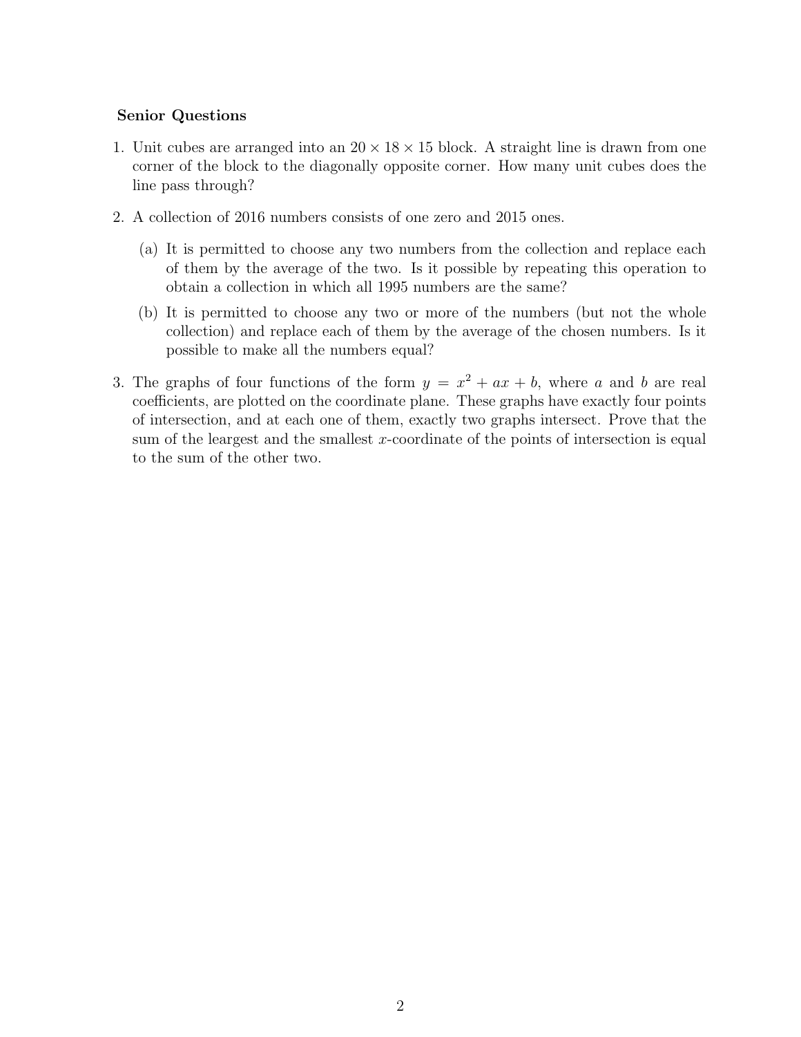**Senior Questions**

1. Unit cubes are arranged into an $20 \times 18 \times 15$ block. A straight line is drawn from one corner of the block to the diagonally opposite corner. How many unit cubes does the line pass through?

2. A collection of 2016 numbers consists of one zero and 2015 ones.

   (a) It is permitted to choose any two numbers from the collection and replace each of them by the average of the two. Is it possible by repeating this operation to obtain a collection in which all 1995 numbers are the same?

   (b) It is permitted to choose any two or more of the numbers (but not the whole collection) and replace each of them by the average of the chosen numbers. Is it possible to make all the numbers equal?

3. The graphs of four functions of the form $y = x^2 + ax + b$, where $a$ and $b$ are real coefficients, are plotted on the coordinate plane. These graphs have exactly four points of intersection, and at each one of them, exactly two graphs intersect. Prove that the sum of the leargest and the smallest $x$-coordinate of the points of intersection is equal to the sum of the other two.